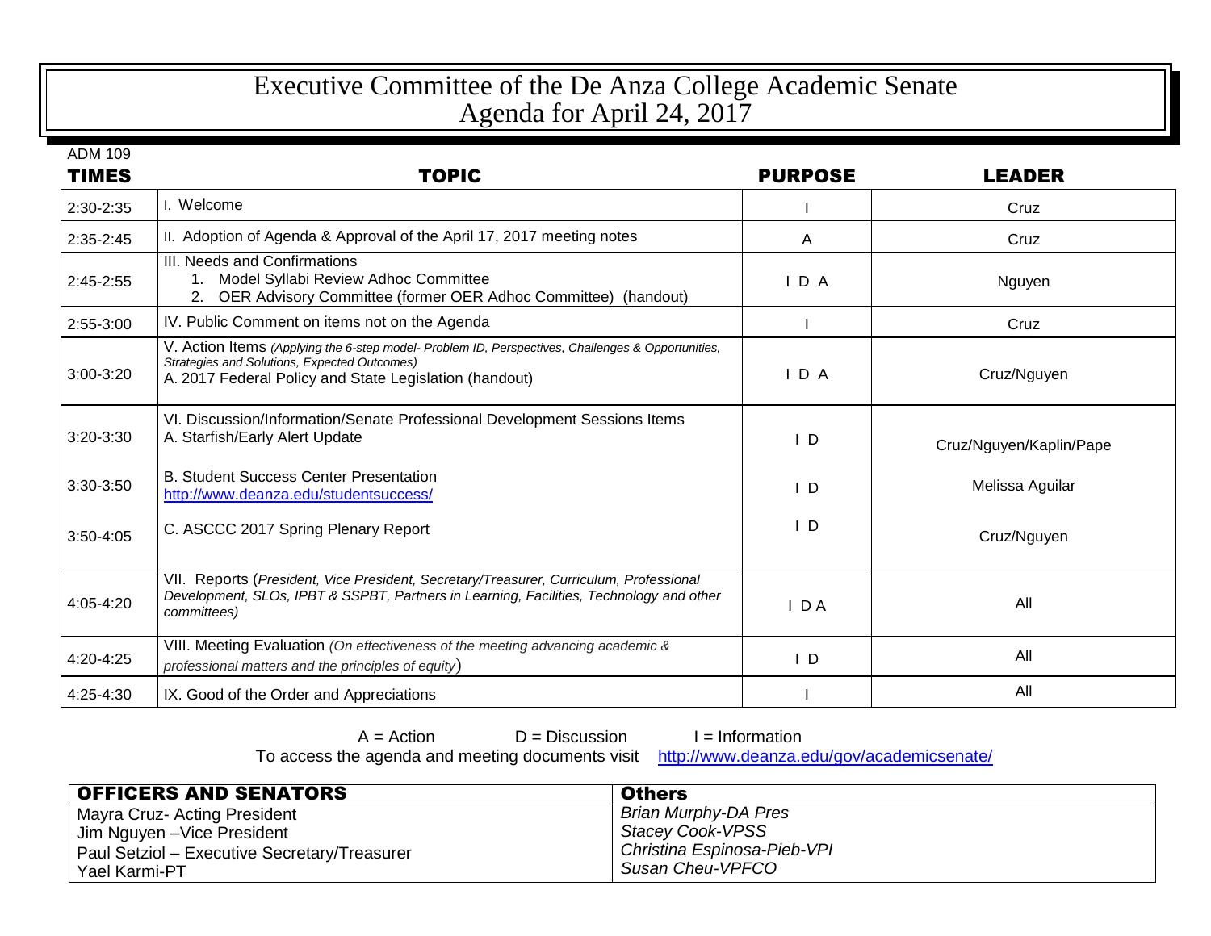# Executive Committee of the De Anza College Academic Senate
# Agenda for April 24, 2017

ADM 109

| TIMES | TOPIC | PURPOSE | LEADER |
|---|---|---|---|
| 2:30-2:35 | I. Welcome | I | Cruz |
| 2:35-2:45 | II. Adoption of Agenda & Approval of the April 17, 2017 meeting notes | A | Cruz |
| 2:45-2:55 | III. Needs and Confirmations<br>1. Model Syllabi Review Adhoc Committee<br>2. OER Advisory Committee (former OER Adhoc Committee) (handout) | I D A | Nguyen |
| 2:55-3:00 | IV. Public Comment on items not on the Agenda | I | Cruz |
| 3:00-3:20 | V. Action Items *(Applying the 6-step model- Problem ID, Perspectives, Challenges & Opportunities, Strategies and Solutions, Expected Outcomes)*<br>A. 2017 Federal Policy and State Legislation (handout) | I D A | Cruz/Nguyen |
| 3:20-3:30 | VI. Discussion/Information/Senate Professional Development Sessions Items<br>A. Starfish/Early Alert Update | I D | Cruz/Nguyen/Kaplin/Pape |
| 3:30-3:50 | B. Student Success Center Presentation<br>http://www.deanza.edu/studentsuccess/ | I D | Melissa Aguilar |
| 3:50-4:05 | C. ASCCC 2017 Spring Plenary Report | I D | Cruz/Nguyen |
| 4:05-4:20 | VII. Reports (*President, Vice President, Secretary/Treasurer, Curriculum, Professional Development, SLOs, IPBT & SSPBT, Partners in Learning, Facilities, Technology and other committees)* | I D A | All |
| 4:20-4:25 | VIII. Meeting Evaluation *(On effectiveness of the meeting advancing academic & professional matters and the principles of equity*) | I D | All |
| 4:25-4:30 | IX. Good of the Order and Appreciations | I | All |

A = Action D = Discussion I = Information

To access the agenda and meeting documents visit http://www.deanza.edu/gov/academicsenate/

| OFFICERS AND SENATORS | Others |
|---|---|
| Mayra Cruz- Acting President | *Brian Murphy-DA Pres* |
| Jim Nguyen –Vice President | *Stacey Cook-VPSS* |
| Paul Setziol – Executive Secretary/Treasurer | *Christina Espinosa-Pieb-VPI* |
| Yael Karmi-PT | *Susan Cheu-VPFCO* |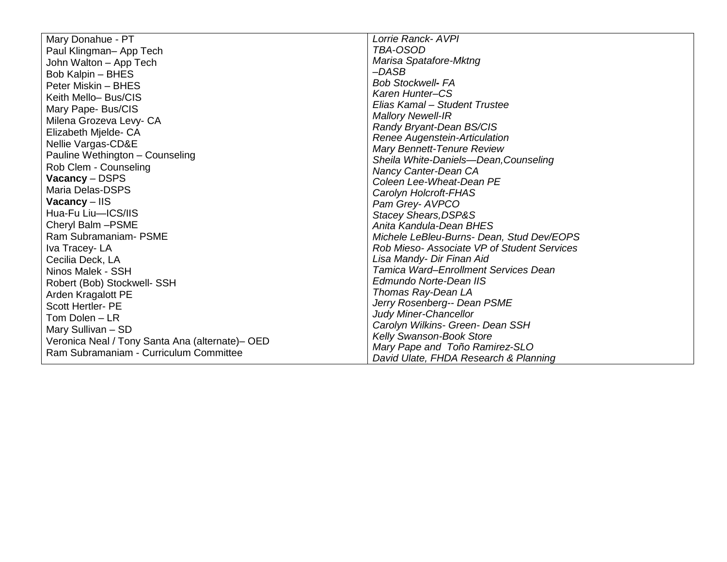| | |
|---|---|
| Mary Donahue - PT<br>Paul Klingman– App Tech<br>John Walton – App Tech<br>Bob Kalpin – BHES<br>Peter Miskin – BHES<br>Keith Mello– Bus/CIS<br>Mary Pape- Bus/CIS<br>Milena Grozeva Levy- CA<br>Elizabeth Mjelde- CA<br>Nellie Vargas-CD&E<br>Pauline Wethington – Counseling<br>Rob Clem - Counseling<br>**Vacancy** – DSPS<br>Maria Delas-DSPS<br>**Vacancy** – IIS<br>Hua-Fu Liu—ICS/IIS<br>Cheryl Balm –PSME<br>Ram Subramaniam- PSME<br>Iva Tracey- LA<br>Cecilia Deck, LA<br>Ninos Malek - SSH<br>Robert (Bob) Stockwell- SSH<br>Arden Kragalott PE<br>Scott Hertler- PE<br>Tom Dolen – LR<br>Mary Sullivan – SD<br>Veronica Neal / Tony Santa Ana (alternate)– OED<br>Ram Subramaniam - Curriculum Committee | *Lorrie Ranck- AVPI*<br>*TBA-OSOD*<br>*Marisa Spatafore-Mktng*<br>*–DASB*<br>*Bob Stockwell- FA*<br>*Karen Hunter–CS*<br>*Elias Kamal – Student Trustee*<br>*Mallory Newell-IR*<br>*Randy Bryant-Dean BS/CIS*<br>*Renee Augenstein-Articulation*<br>*Mary Bennett-Tenure Review*<br>*Sheila White-Daniels—Dean,Counseling*<br>*Nancy Canter-Dean CA*<br>*Coleen Lee-Wheat-Dean PE*<br>*Carolyn Holcroft-FHAS*<br>*Pam Grey- AVPCO*<br>*Stacey Shears,DSP&S*<br>*Anita Kandula-Dean BHES*<br>*Michele LeBleu-Burns- Dean, Stud Dev/EOPS*<br>*Rob Mieso- Associate VP of Student Services*<br>*Lisa Mandy- Dir Finan Aid*<br>*Tamica Ward–Enrollment Services Dean*<br>*Edmundo Norte-Dean IIS*<br>*Thomas Ray-Dean LA*<br>*Jerry Rosenberg-- Dean PSME*<br>*Judy Miner-Chancellor*<br>*Carolyn Wilkins- Green- Dean SSH*<br>*Kelly Swanson-Book Store*<br>*Mary Pape and Toño Ramirez-SLO*<br>*David Ulate, FHDA Research & Planning* |